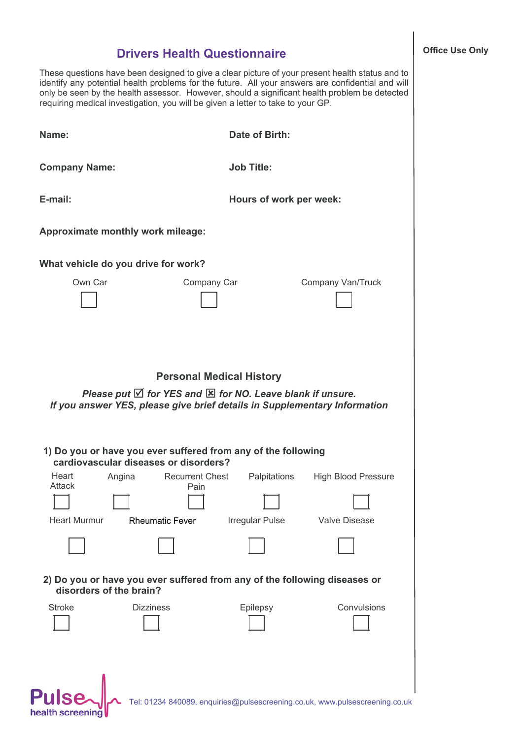# Drivers Health Questionnaire

Office Use Only

These questions have been designed to give a clear picture of your present health status and to identify any potential health problems for the future. All your answers are confidential and will only be seen by the health assessor. However, should a significant health problem be detected requiring medical investigation, you will be given a letter to take to your GP.

**Name:**

**Date of Birth:**

**Company Name:**

**Job Title:**

**E-mail:**

**Hours of work per week:**

**Approximate monthly work mileage:**

**What vehicle do you drive for work?**

Own Car ☐ Company Car ☐ Company Van/Truck ☐

## Personal Medical History

***Please put ☑ for YES and ☒ for NO. Leave blank if unsure.***
***If you answer YES, please give brief details in Supplementary Information***

**1) Do you or have you ever suffered from any of the following cardiovascular diseases or disorders?**

Heart Attack ☐ Angina ☐ Recurrent Chest Pain ☐ Palpitations ☐ High Blood Pressure ☐

Heart Murmur ☐ Rheumatic Fever ☐ Irregular Pulse ☐ Valve Disease ☐

**2) Do you or have you ever suffered from any of the following diseases or disorders of the brain?**

Stroke ☐ Dizziness ☐ Epilepsy ☐ Convulsions ☐

Pulse health screening Tel: 01234 840089, enquiries@pulsescreening.co.uk, www.pulsescreening.co.uk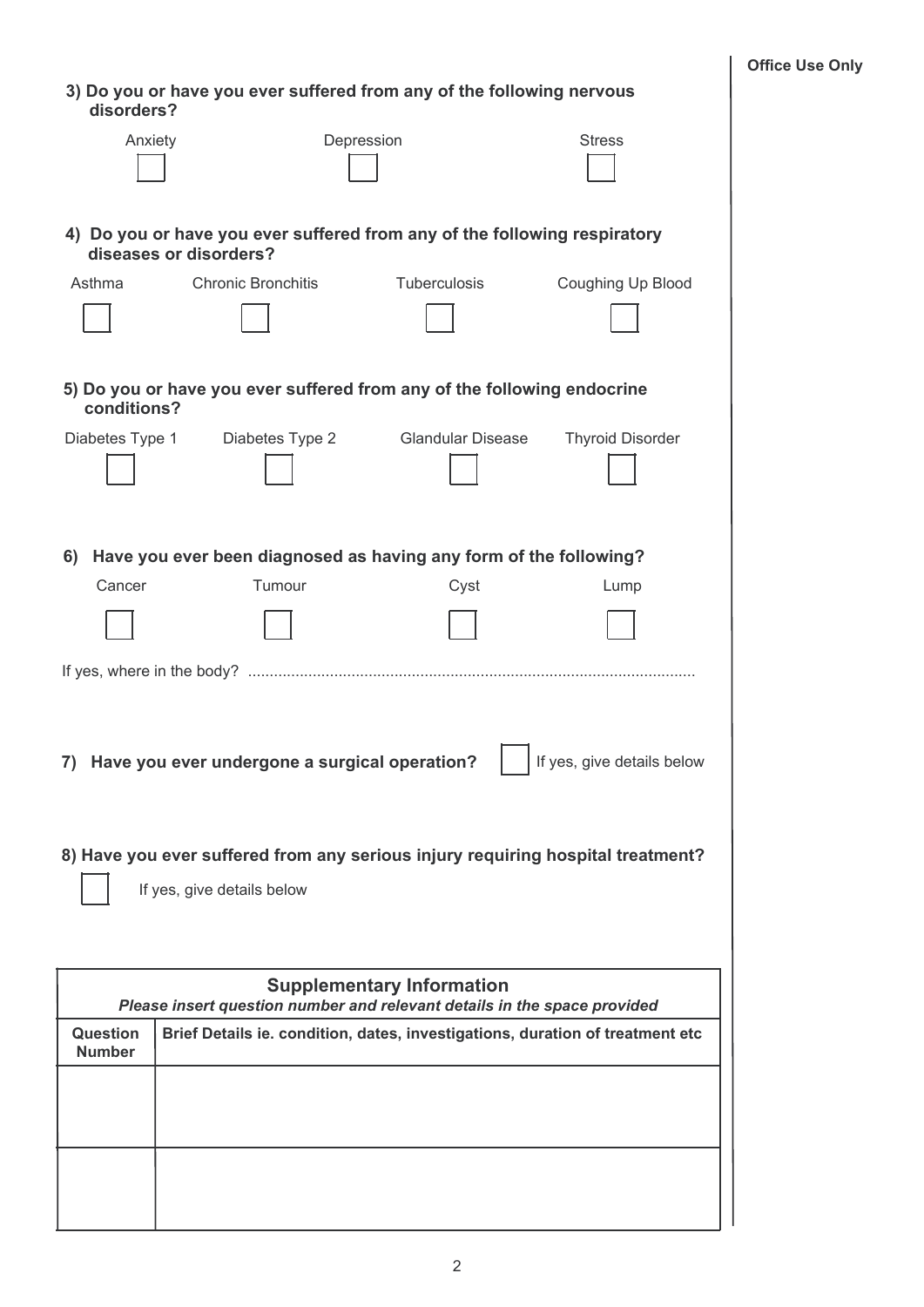**Office Use Only**

**3) Do you or have you ever suffered from any of the following nervous disorders?**

| Anxiety | Depression | Stress |
| --- | --- | --- |
| ☐ | ☐ | ☐ |

**4) Do you or have you ever suffered from any of the following respiratory diseases or disorders?**

| Asthma | Chronic Bronchitis | Tuberculosis | Coughing Up Blood |
| --- | --- | --- | --- |
| ☐ | ☐ | ☐ | ☐ |

**5) Do you or have you ever suffered from any of the following endocrine conditions?**

| Diabetes Type 1 | Diabetes Type 2 | Glandular Disease | Thyroid Disorder |
| --- | --- | --- | --- |
| ☐ | ☐ | ☐ | ☐ |

**6) Have you ever been diagnosed as having any form of the following?**

| Cancer | Tumour | Cyst | Lump |
| --- | --- | --- | --- |
| ☐ | ☐ | ☐ | ☐ |

If yes, where in the body? .......................................................................................................

**7) Have you ever undergone a surgical operation?** ☐ If yes, give details below

**8) Have you ever suffered from any serious injury requiring hospital treatment?**

☐ If yes, give details below

| **Supplementary Information** *Please insert question number and relevant details in the space provided* | |
| --- | --- |
| **Question Number** | **Brief Details ie. condition, dates, investigations, duration of treatment etc** |
| | |
| | |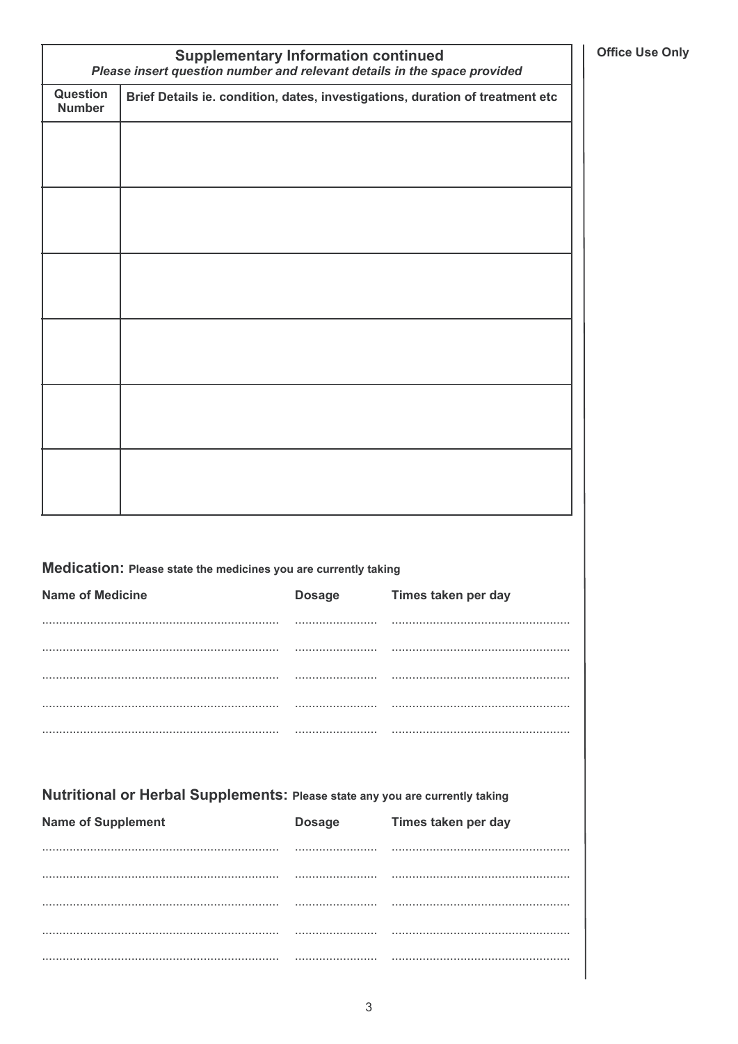**Office Use Only**

| **Supplementary Information continued**<br>*Please insert question number and relevant details in the space provided* | |
|---|---|
| **Question Number** | **Brief Details ie. condition, dates, investigations, duration of treatment etc** |
| | |
| | |
| | |
| | |
| | |
| | |

## Medication: Please state the medicines you are currently taking

| Name of Medicine | Dosage | Times taken per day |
|---|---|---|
| | | |
| | | |
| | | |
| | | |
| | | |

## Nutritional or Herbal Supplements: Please state any you are currently taking

| Name of Supplement | Dosage | Times taken per day |
|---|---|---|
| | | |
| | | |
| | | |
| | | |
| | | |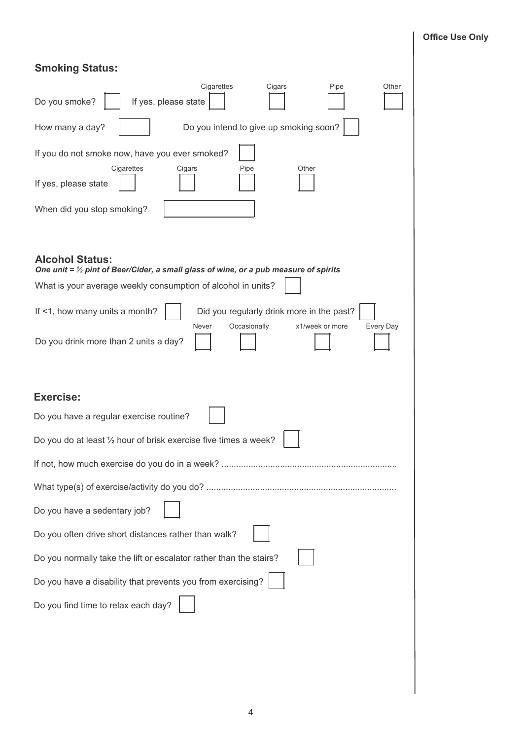Office Use Only

## Smoking Status:

Do you smoke? ☐ If yes, please state: Cigarettes ☐ Cigars ☐ Pipe ☐ Other ☐

How many a day? ☐ Do you intend to give up smoking soon? ☐

If you do not smoke now, have you ever smoked? ☐

If yes, please state: Cigarettes ☐ Cigars ☐ Pipe ☐ Other ☐

When did you stop smoking? ☐

## Alcohol Status:

***One unit = ½ pint of Beer/Cider, a small glass of wine, or a pub measure of spirits***

What is your average weekly consumption of alcohol in units? ☐

If <1, how many units a month? ☐ Did you regularly drink more in the past? ☐

Do you drink more than 2 units a day? Never ☐ Occasionally ☐ x1/week or more ☐ Every Day ☐

## Exercise:

Do you have a regular exercise routine? ☐

Do you do at least ½ hour of brisk exercise five times a week? ☐

If not, how much exercise do you do in a week? .......................................................................

What type(s) of exercise/activity do you do? .............................................................................

Do you have a sedentary job? ☐

Do you often drive short distances rather than walk? ☐

Do you normally take the lift or escalator rather than the stairs? ☐

Do you have a disability that prevents you from exercising? ☐

Do you find time to relax each day? ☐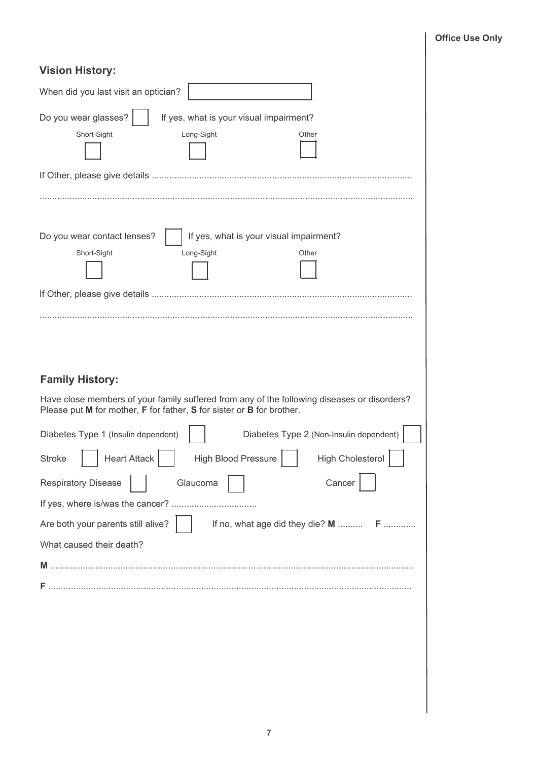Office Use Only

## Vision History:

When did you last visit an optician? [ ]

Do you wear glasses? [ ] If yes, what is your visual impairment?

Short-Sight [ ] Long-Sight [ ] Other [ ]

If Other, please give details .......................................................................................................

.................................................................................................................................................

Do you wear contact lenses? [ ] If yes, what is your visual impairment?

Short-Sight [ ] Long-Sight [ ] Other [ ]

If Other, please give details .......................................................................................................

.................................................................................................................................................

## Family History:

Have close members of your family suffered from any of the following diseases or disorders? Please put **M** for mother, **F** for father, **S** for sister or **B** for brother.

Diabetes Type 1 (Insulin dependent) [ ] Diabetes Type 2 (Non-Insulin dependent) [ ]

Stroke [ ] Heart Attack [ ] High Blood Pressure [ ] High Cholesterol [ ]

Respiratory Disease [ ] Glaucoma [ ] Cancer [ ]

If yes, where is/was the cancer? .................................

Are both your parents still alive? [ ] If no, what age did they die? **M** .......... **F** .............

What caused their death?

**M** .........................................................................................................................................

**F** .........................................................................................................................................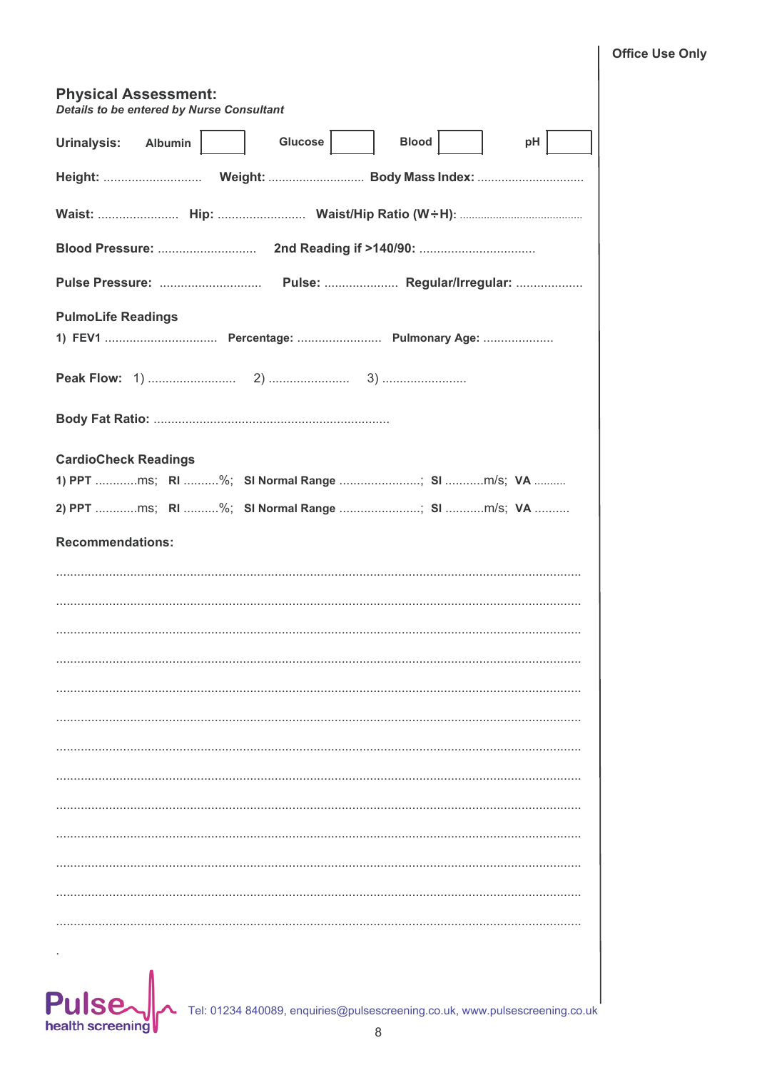Office Use Only

## Physical Assessment:

*Details to be entered by Nurse Consultant*

**Urinalysis:** **Albumin** [ ] **Glucose** [ ] **Blood** [ ] **pH** [ ]

**Height:** ............................ **Weight:** ............................ **Body Mass Index:** ...............................

**Waist:** ....................... **Hip:** ......................... **Waist/Hip Ratio (W÷H):** .........................................

**Blood Pressure:** ............................ **2nd Reading if >140/90:** .................................

**Pulse Pressure:** ............................. **Pulse:** ..................... **Regular/Irregular:** ...................

**PulmoLife Readings**

**1) FEV1** ................................ **Percentage:** ........................ **Pulmonary Age:** ....................

**Peak Flow:** 1) ......................... 2) ....................... 3) ........................

**Body Fat Ratio:** ..................................................................

**CardioCheck Readings**

**1) PPT** ............ms; **RI** ..........%; **SI Normal Range** .......................; **SI** ...........m/s; **VA** ..........

**2) PPT** ............ms; **RI** ..........%; **SI Normal Range** .......................; **SI** ...........m/s; **VA** ..........

**Recommendations:**

.................................................................................................................................................

.................................................................................................................................................

.................................................................................................................................................

.................................................................................................................................................

.................................................................................................................................................

.................................................................................................................................................

.................................................................................................................................................

.................................................................................................................................................

.................................................................................................................................................

.................................................................................................................................................

.................................................................................................................................................

.................................................................................................................................................

.................................................................................................................................................

.

Pulse health screening

Tel: 01234 840089, enquiries@pulsescreening.co.uk, www.pulsescreening.co.uk